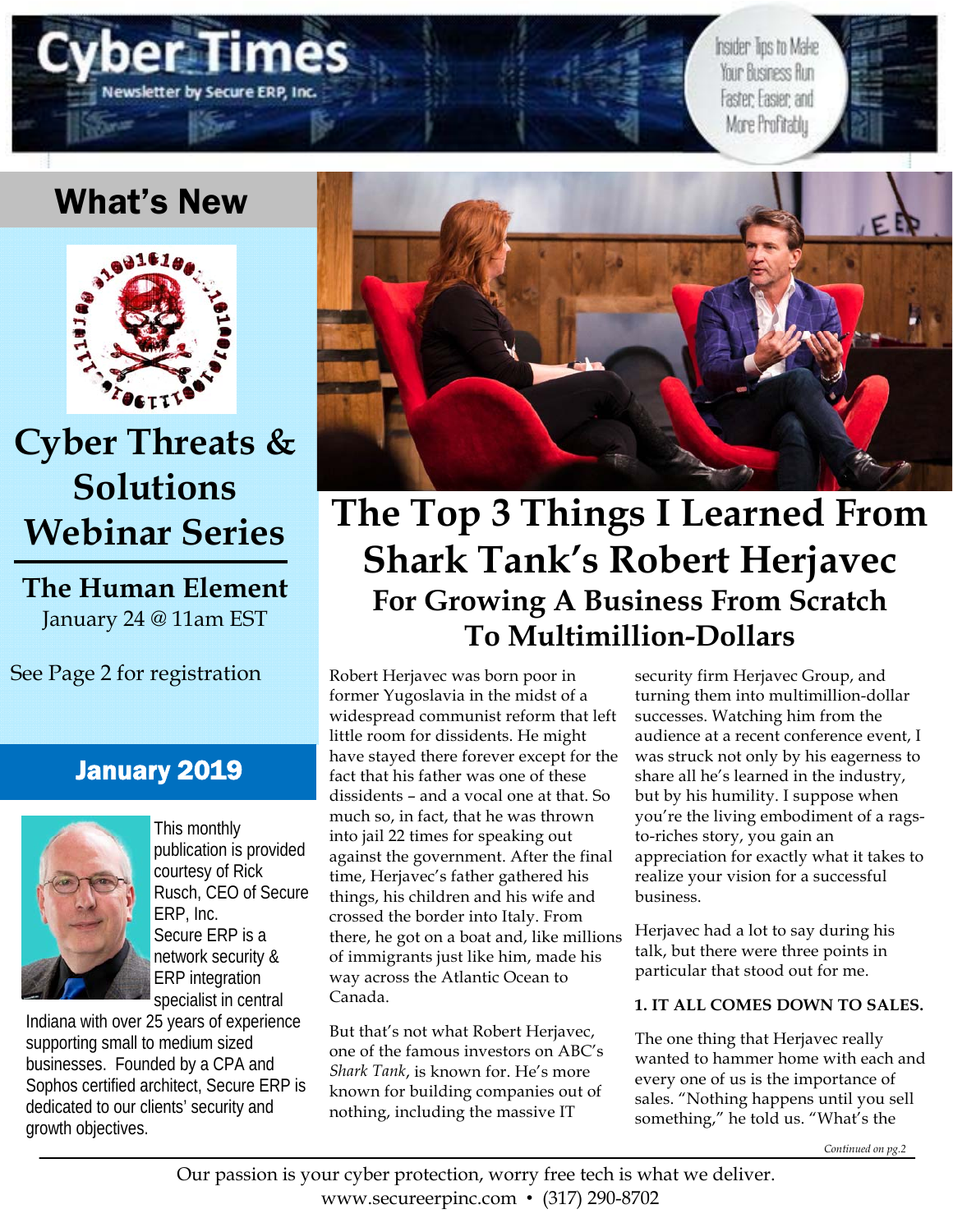# Cyber Times

Newsletter by Secure ERP, Inc.

Insider Tips to Make Your Business Run Faster, Easier, and More Profitably

## What's New

## Cyber Threats & Solutions Webinar Series

**The Human Element**
January 24 @ 11am EST

See Page 2 for registration

## January 2019

This monthly publication is provided courtesy of Rick Rusch, CEO of Secure ERP, Inc. Secure ERP is a network security & ERP integration specialist in central Indiana with over 25 years of experience supporting small to medium sized businesses. Founded by a CPA and Sophos certified architect, Secure ERP is dedicated to our clients' security and growth objectives.

# The Top 3 Things I Learned From Shark Tank's Robert Herjavec

## For Growing A Business From Scratch To Multimillion-Dollars

Robert Herjavec was born poor in former Yugoslavia in the midst of a widespread communist reform that left little room for dissidents. He might have stayed there forever except for the fact that his father was one of these dissidents – and a vocal one at that. So much so, in fact, that he was thrown into jail 22 times for speaking out against the government. After the final time, Herjavec's father gathered his things, his children and his wife and crossed the border into Italy. From there, he got on a boat and, like millions of immigrants just like him, made his way across the Atlantic Ocean to Canada.

But that's not what Robert Herjavec, one of the famous investors on ABC's *Shark Tank*, is known for. He's more known for building companies out of nothing, including the massive IT security firm Herjavec Group, and turning them into multimillion-dollar successes. Watching him from the audience at a recent conference event, I was struck not only by his eagerness to share all he's learned in the industry, but by his humility. I suppose when you're the living embodiment of a rags-to-riches story, you gain an appreciation for exactly what it takes to realize your vision for a successful business.

Herjavec had a lot to say during his talk, but there were three points in particular that stood out for me.

**1. IT ALL COMES DOWN TO SALES.**

The one thing that Herjavec really wanted to hammer home with each and every one of us is the importance of sales. "Nothing happens until you sell something," he told us. "What's the

*Continued on pg.2*

Our passion is your cyber protection, worry free tech is what we deliver.
www.secureerpinc.com • (317) 290-8702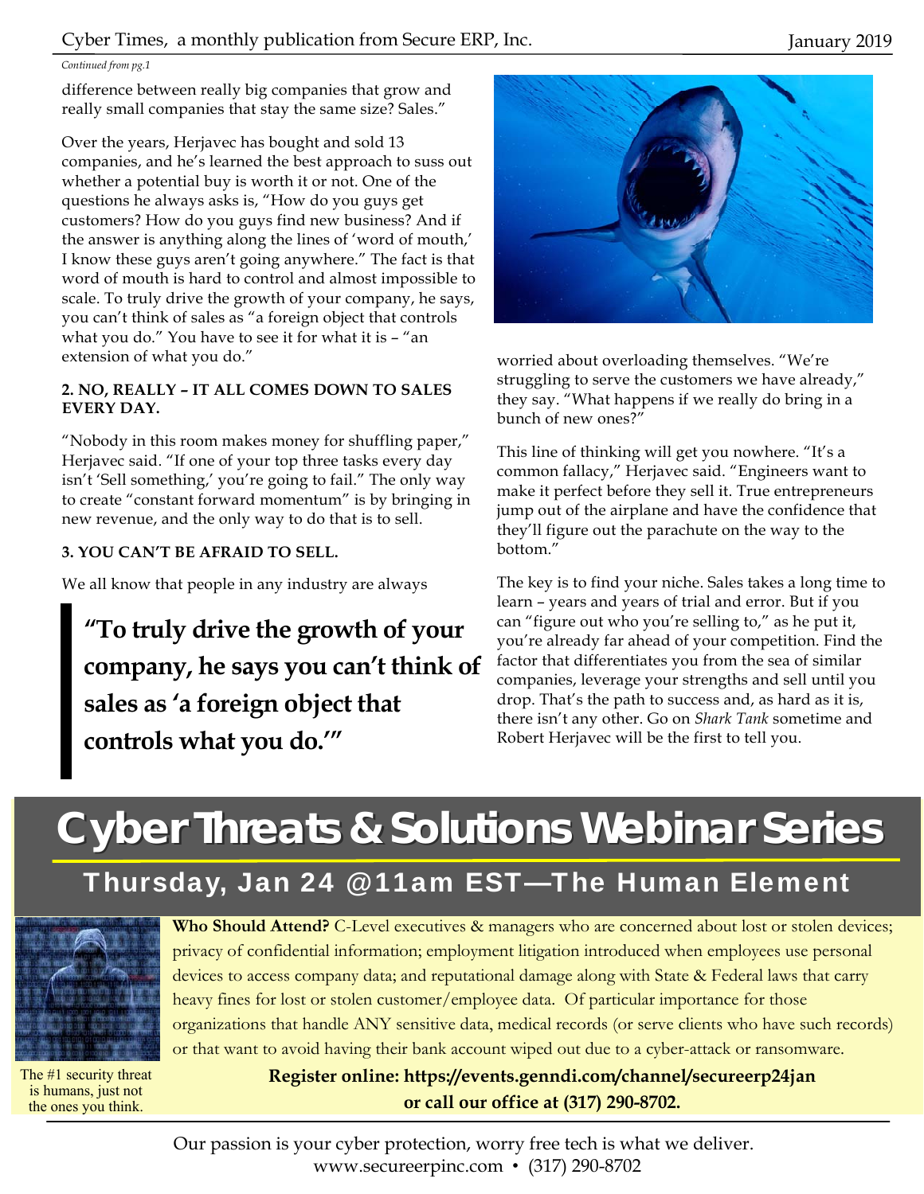*Continued from pg.1*

difference between really big companies that grow and really small companies that stay the same size? Sales."

Over the years, Herjavec has bought and sold 13 companies, and he's learned the best approach to suss out whether a potential buy is worth it or not. One of the questions he always asks is, "How do you guys get customers? How do you guys find new business? And if the answer is anything along the lines of 'word of mouth,' I know these guys aren't going anywhere." The fact is that word of mouth is hard to control and almost impossible to scale. To truly drive the growth of your company, he says, you can't think of sales as "a foreign object that controls what you do." You have to see it for what it is – "an extension of what you do."

**2. NO, REALLY – IT ALL COMES DOWN TO SALES EVERY DAY.**

"Nobody in this room makes money for shuffling paper," Herjavec said. "If one of your top three tasks every day isn't 'Sell something,' you're going to fail." The only way to create "constant forward momentum" is by bringing in new revenue, and the only way to do that is to sell.

**3. YOU CAN'T BE AFRAID TO SELL.**

We all know that people in any industry are always worried about overloading themselves. "We're struggling to serve the customers we have already," they say. "What happens if we really do bring in a bunch of new ones?"

> **"To truly drive the growth of your company, he says you can't think of sales as 'a foreign object that controls what you do.'"**

This line of thinking will get you nowhere. "It's a common fallacy," Herjavec said. "Engineers want to make it perfect before they sell it. True entrepreneurs jump out of the airplane and have the confidence that they'll figure out the parachute on the way to the bottom."

The key is to find your niche. Sales takes a long time to learn – years and years of trial and error. But if you can "figure out who you're selling to," as he put it, you're already far ahead of your competition. Find the factor that differentiates you from the sea of similar companies, leverage your strengths and sell until you drop. That's the path to success and, as hard as it is, there isn't any other. Go on *Shark Tank* sometime and Robert Herjavec will be the first to tell you.

# Cyber Threats & Solutions Webinar Series

## Thursday, Jan 24 @11am EST—The Human Element

**Who Should Attend?** C-Level executives & managers who are concerned about lost or stolen devices; privacy of confidential information; employment litigation introduced when employees use personal devices to access company data; and reputational damage along with State & Federal laws that carry heavy fines for lost or stolen customer/employee data. Of particular importance for those organizations that handle ANY sensitive data, medical records (or serve clients who have such records) or that want to avoid having their bank account wiped out due to a cyber-attack or ransomware.

The #1 security threat is humans, just not the ones you think.

**Register online: https://events.genndi.com/channel/secureerp24jan or call our office at (317) 290-8702.**

Our passion is your cyber protection, worry free tech is what we deliver.
www.secureerpinc.com • (317) 290-8702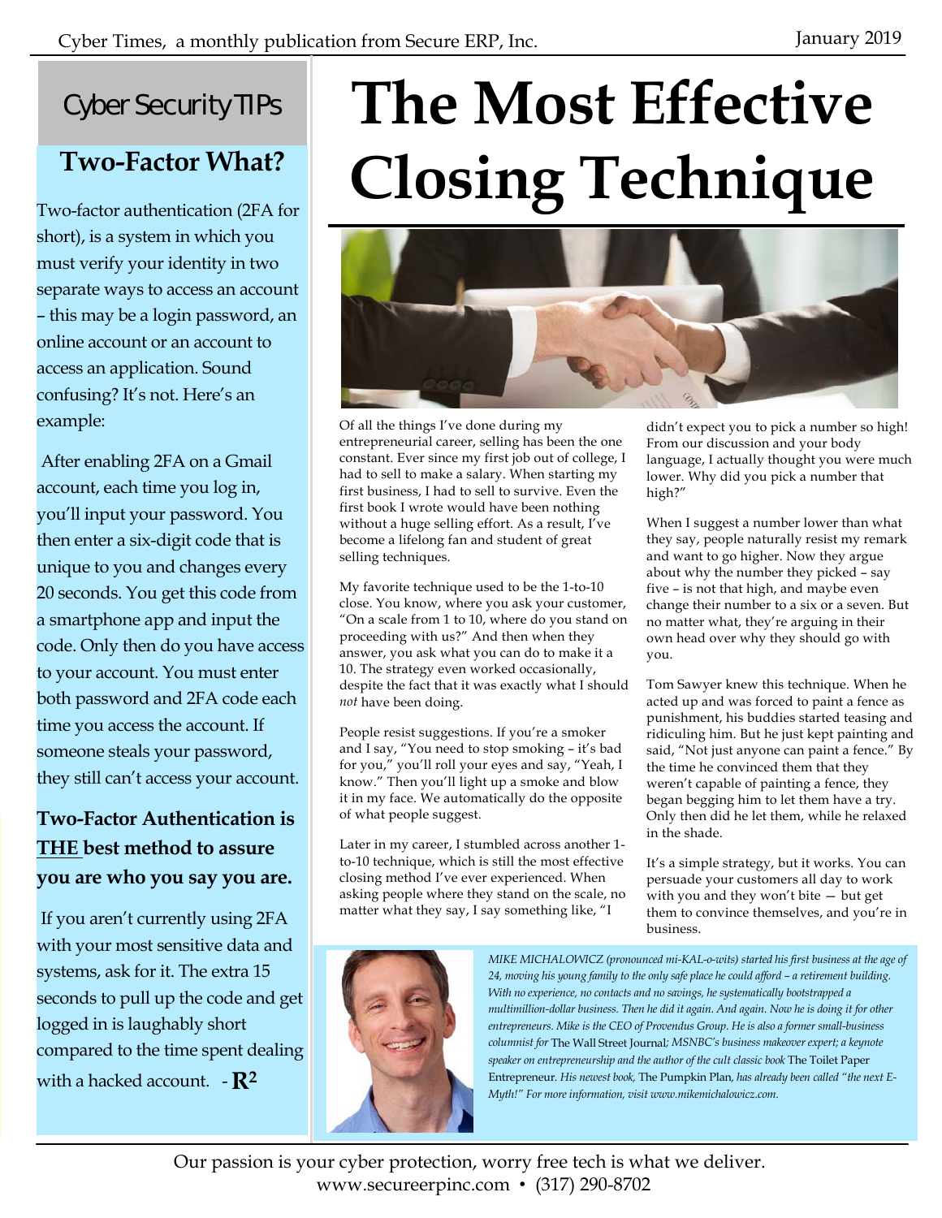## Cyber Security TIPs

### Two-Factor What?

Two-factor authentication (2FA for short), is a system in which you must verify your identity in two separate ways to access an account – this may be a login password, an online account or an account to access an application. Sound confusing? It's not. Here's an example:

After enabling 2FA on a Gmail account, each time you log in, you'll input your password. You then enter a six-digit code that is unique to you and changes every 20 seconds. You get this code from a smartphone app and input the code. Only then do you have access to your account. You must enter both password and 2FA code each time you access the account. If someone steals your password, they still can't access your account.

**Two-Factor Authentication is <u>THE</u> best method to assure you are who you say you are.**

If you aren't currently using 2FA with your most sensitive data and systems, ask for it. The extra 15 seconds to pull up the code and get logged in is laughably short compared to the time spent dealing with a hacked account. - **$R^2$**

# The Most Effective Closing Technique

Of all the things I've done during my entrepreneurial career, selling has been the one constant. Ever since my first job out of college, I had to sell to make a salary. When starting my first business, I had to sell to survive. Even the first book I wrote would have been nothing without a huge selling effort. As a result, I've become a lifelong fan and student of great selling techniques.

My favorite technique used to be the 1-to-10 close. You know, where you ask your customer, "On a scale from 1 to 10, where do you stand on proceeding with us?" And then when they answer, you ask what you can do to make it a 10. The strategy even worked occasionally, despite the fact that it was exactly what I should *not* have been doing.

People resist suggestions. If you're a smoker and I say, "You need to stop smoking – it's bad for you," you'll roll your eyes and say, "Yeah, I know." Then you'll light up a smoke and blow it in my face. We automatically do the opposite of what people suggest.

Later in my career, I stumbled across another 1-to-10 technique, which is still the most effective closing method I've ever experienced. When asking people where they stand on the scale, no matter what they say, I say something like, "I didn't expect you to pick a number so high! From our discussion and your body language, I actually thought you were much lower. Why did you pick a number that high?"

When I suggest a number lower than what they say, people naturally resist my remark and want to go higher. Now they argue about why the number they picked – say five – is not that high, and maybe even change their number to a six or a seven. But no matter what, they're arguing in their own head over why they should go with you.

Tom Sawyer knew this technique. When he acted up and was forced to paint a fence as punishment, his buddies started teasing and ridiculing him. But he just kept painting and said, "Not just anyone can paint a fence." By the time he convinced them that they weren't capable of painting a fence, they began begging him to let them have a try. Only then did he let them, while he relaxed in the shade.

It's a simple strategy, but it works. You can persuade your customers all day to work with you and they won't bite — but get them to convince themselves, and you're in business.

*MIKE MICHALOWICZ (pronounced mi-KAL-o-wits) started his first business at the age of 24, moving his young family to the only safe place he could afford – a retirement building. With no experience, no contacts and no savings, he systematically bootstrapped a multimillion-dollar business. Then he did it again. And again. Now he is doing it for other entrepreneurs. Mike is the CEO of Provendus Group. He is also a former small-business columnist for* The Wall Street Journal*; MSNBC's business makeover expert; a keynote speaker on entrepreneurship and the author of the cult classic book* The Toilet Paper Entrepreneur*. His newest book,* The Pumpkin Plan*, has already been called "the next E-Myth!" For more information, visit www.mikemichalowicz.com.*

Our passion is your cyber protection, worry free tech is what we deliver.
www.secureerpinc.com • (317) 290-8702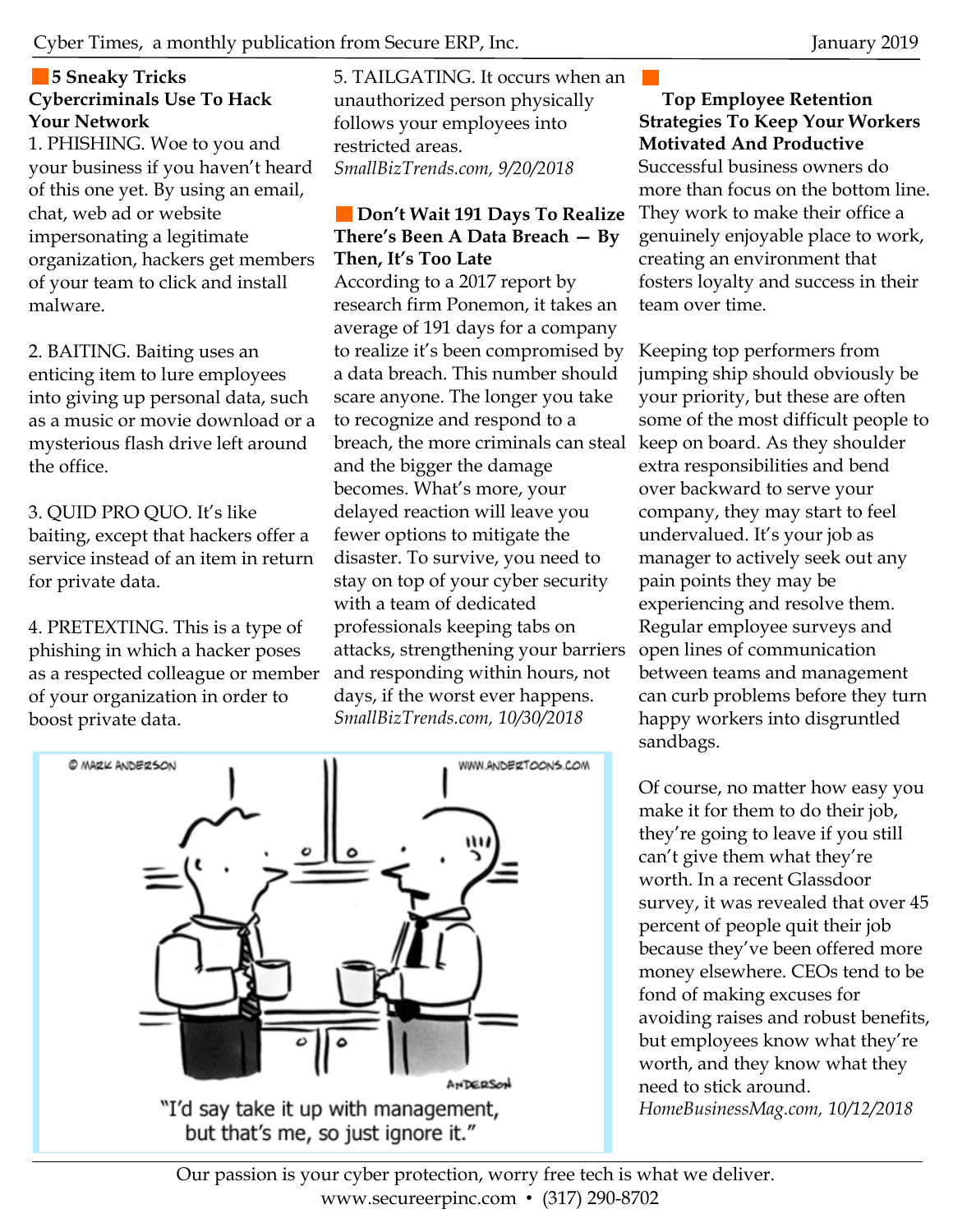## 5 Sneaky Tricks Cybercriminals Use To Hack Your Network

1. PHISHING. Woe to you and your business if you haven't heard of this one yet. By using an email, chat, web ad or website impersonating a legitimate organization, hackers get members of your team to click and install malware.

2. BAITING. Baiting uses an enticing item to lure employees into giving up personal data, such as a music or movie download or a mysterious flash drive left around the office.

3. QUID PRO QUO. It's like baiting, except that hackers offer a service instead of an item in return for private data.

4. PRETEXTING. This is a type of phishing in which a hacker poses as a respected colleague or member of your organization in order to boost private data.

5. TAILGATING. It occurs when an unauthorized person physically follows your employees into restricted areas.

*SmallBizTrends.com, 9/20/2018*

## Don't Wait 191 Days To Realize There's Been A Data Breach — By Then, It's Too Late

According to a 2017 report by research firm Ponemon, it takes an average of 191 days for a company to realize it's been compromised by a data breach. This number should scare anyone. The longer you take to recognize and respond to a breach, the more criminals can steal and the bigger the damage becomes. What's more, your delayed reaction will leave you fewer options to mitigate the disaster. To survive, you need to stay on top of your cyber security with a team of dedicated professionals keeping tabs on attacks, strengthening your barriers and responding within hours, not days, if the worst ever happens.

*SmallBizTrends.com, 10/30/2018*

© MARK ANDERSON WWW.ANDERTOONS.COM

"I'd say take it up with management, but that's me, so just ignore it."

## Top Employee Retention Strategies To Keep Your Workers Motivated And Productive

Successful business owners do more than focus on the bottom line. They work to make their office a genuinely enjoyable place to work, creating an environment that fosters loyalty and success in their team over time.

Keeping top performers from jumping ship should obviously be your priority, but these are often some of the most difficult people to keep on board. As they shoulder extra responsibilities and bend over backward to serve your company, they may start to feel undervalued. It's your job as manager to actively seek out any pain points they may be experiencing and resolve them. Regular employee surveys and open lines of communication between teams and management can curb problems before they turn happy workers into disgruntled sandbags.

Of course, no matter how easy you make it for them to do their job, they're going to leave if you still can't give them what they're worth. In a recent Glassdoor survey, it was revealed that over 45 percent of people quit their job because they've been offered more money elsewhere. CEOs tend to be fond of making excuses for avoiding raises and robust benefits, but employees know what they're worth, and they know what they need to stick around.

*HomeBusinessMag.com, 10/12/2018*

Our passion is your cyber protection, worry free tech is what we deliver.
www.secureerpinc.com • (317) 290-8702